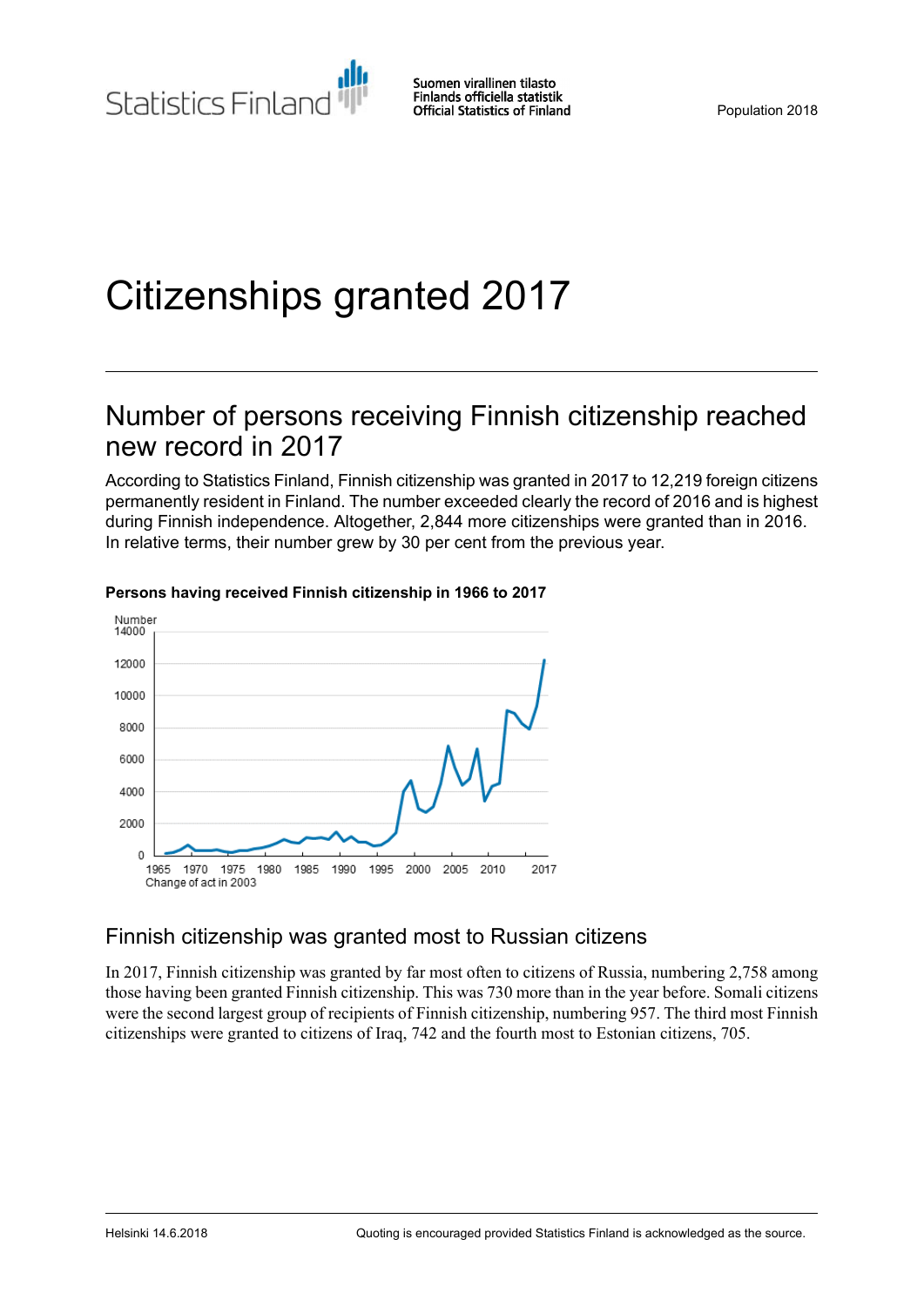# Citizenships granted 2017

## Number of persons receiving Finnish citizenship reached new record in 2017

According to Statistics Finland, Finnish citizenship was granted in 2017 to 12,219 foreign citizens permanently resident in Finland. The number exceeded clearly the record of 2016 and is highest during Finnish independence. Altogether, 2,844 more citizenships were granted than in 2016. In relative terms, their number grew by 30 per cent from the previous year.

**Persons having received Finnish citizenship in 1966 to 2017**

Change of act in 2003

## Finnish citizenship was granted most to Russian citizens

In 2017, Finnish citizenship was granted by far most often to citizens of Russia, numbering 2,758 among those having been granted Finnish citizenship. This was 730 more than in the year before. Somali citizens were the second largest group of recipients of Finnish citizenship, numbering 957. The third most Finnish citizenships were granted to citizens of Iraq, 742 and the fourth most to Estonian citizens, 705.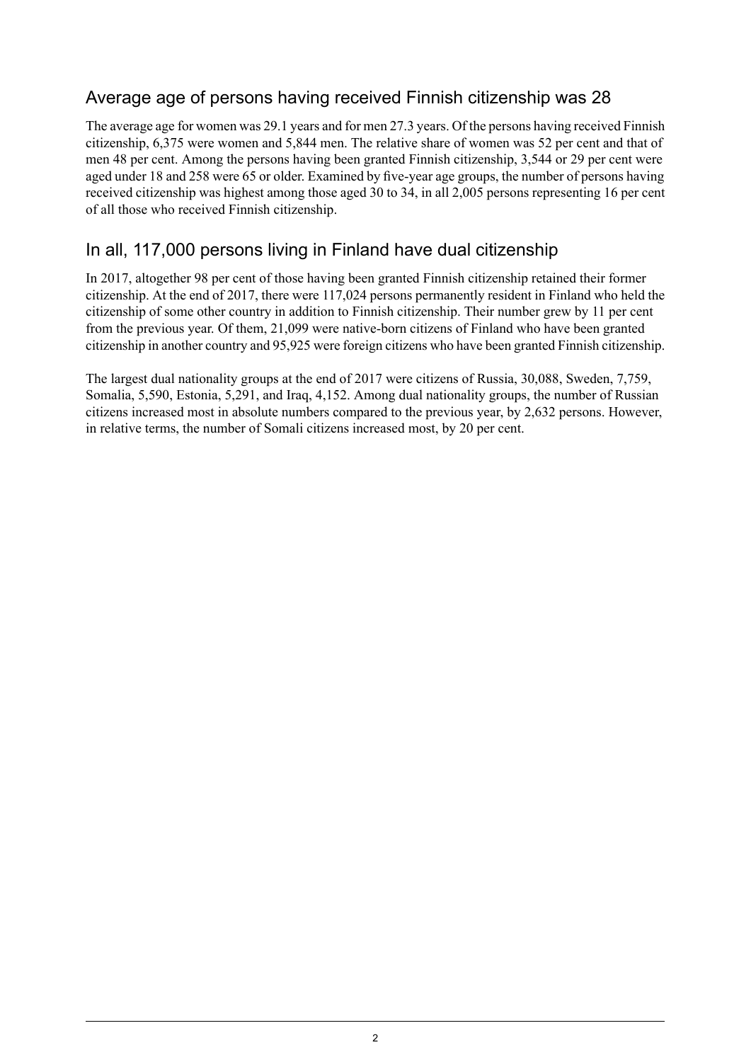## Average age of persons having received Finnish citizenship was 28

The average age for women was 29.1 years and for men 27.3 years. Of the persons having received Finnish citizenship, 6,375 were women and 5,844 men. The relative share of women was 52 per cent and that of men 48 per cent. Among the persons having been granted Finnish citizenship, 3,544 or 29 per cent were aged under 18 and 258 were 65 or older. Examined by five-year age groups, the number of persons having received citizenship was highest among those aged 30 to 34, in all 2,005 persons representing 16 per cent of all those who received Finnish citizenship.

## In all, 117,000 persons living in Finland have dual citizenship

In 2017, altogether 98 per cent of those having been granted Finnish citizenship retained their former citizenship. At the end of 2017, there were 117,024 persons permanently resident in Finland who held the citizenship of some other country in addition to Finnish citizenship. Their number grew by 11 per cent from the previous year. Of them, 21,099 were native-born citizens of Finland who have been granted citizenship in another country and 95,925 were foreign citizens who have been granted Finnish citizenship.

The largest dual nationality groups at the end of 2017 were citizens of Russia, 30,088, Sweden, 7,759, Somalia, 5,590, Estonia, 5,291, and Iraq, 4,152. Among dual nationality groups, the number of Russian citizens increased most in absolute numbers compared to the previous year, by 2,632 persons. However, in relative terms, the number of Somali citizens increased most, by 20 per cent.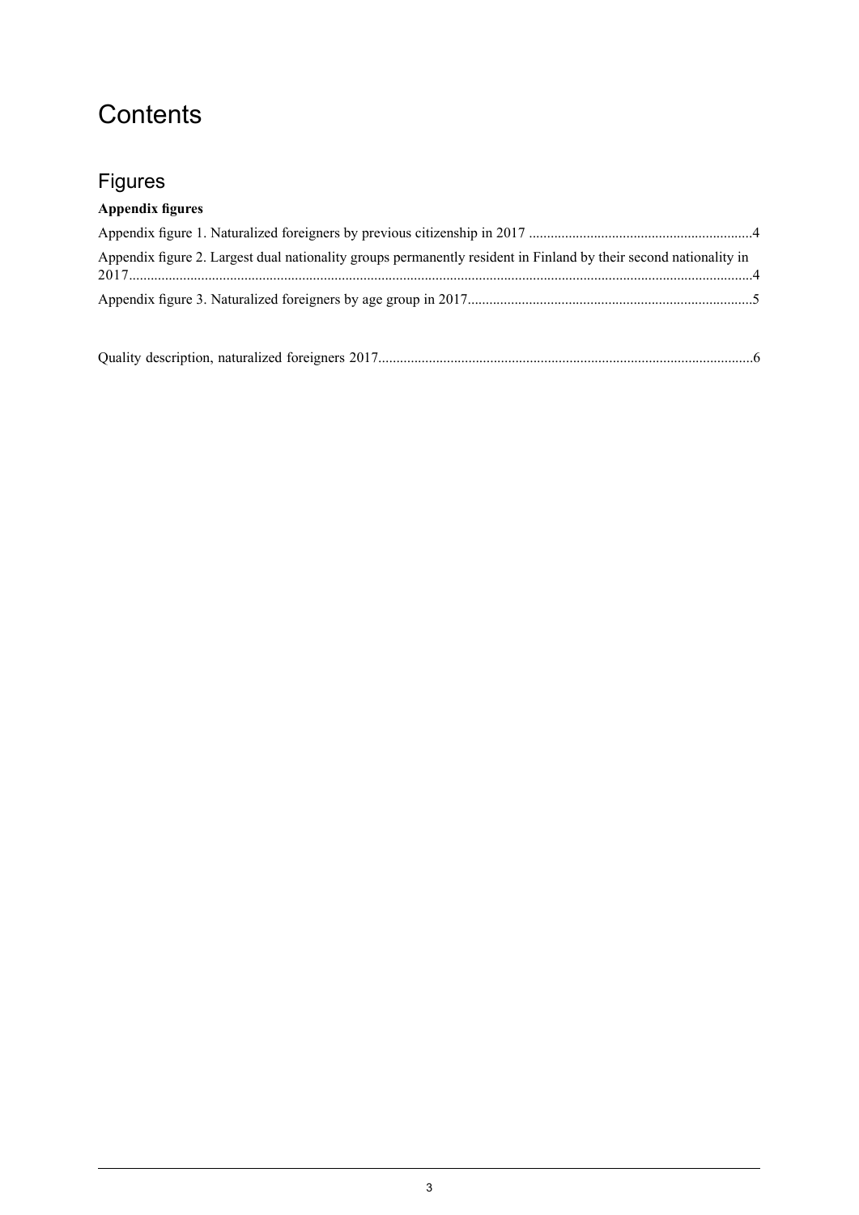# Contents

## Figures

**Appendix figures**

Appendix figure 1. Naturalized foreigners by previous citizenship in 2017 .............................................................4

Appendix figure 2. Largest dual nationality groups permanently resident in Finland by their second nationality in 2017...........................................................................................................................................................................4

Appendix figure 3. Naturalized foreigners by age group in 2017..............................................................................5

Quality description, naturalized foreigners 2017.......................................................................................................6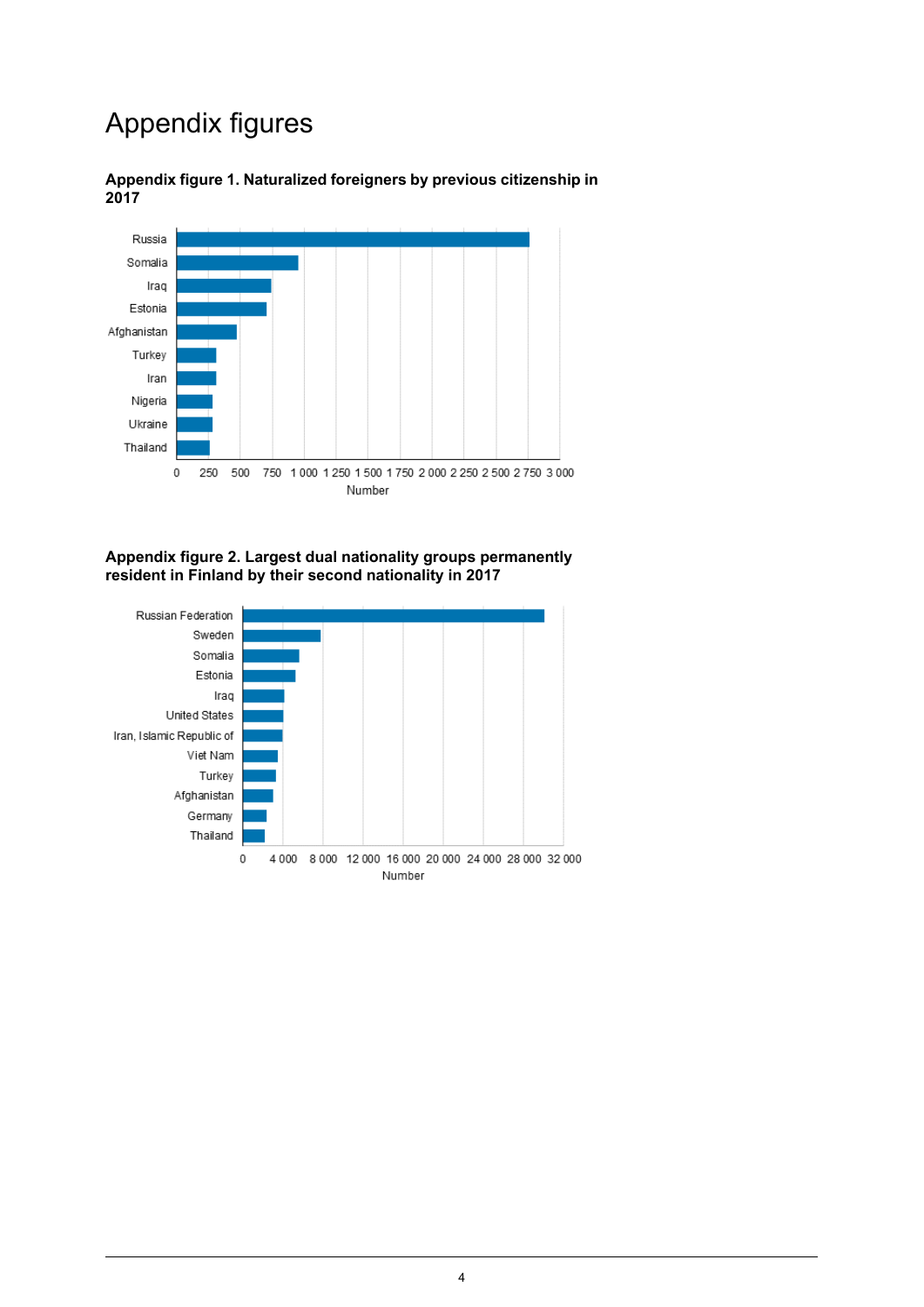# Appendix figures

**Appendix figure 1. Naturalized foreigners by previous citizenship in 2017**

**Appendix figure 2. Largest dual nationality groups permanently resident in Finland by their second nationality in 2017**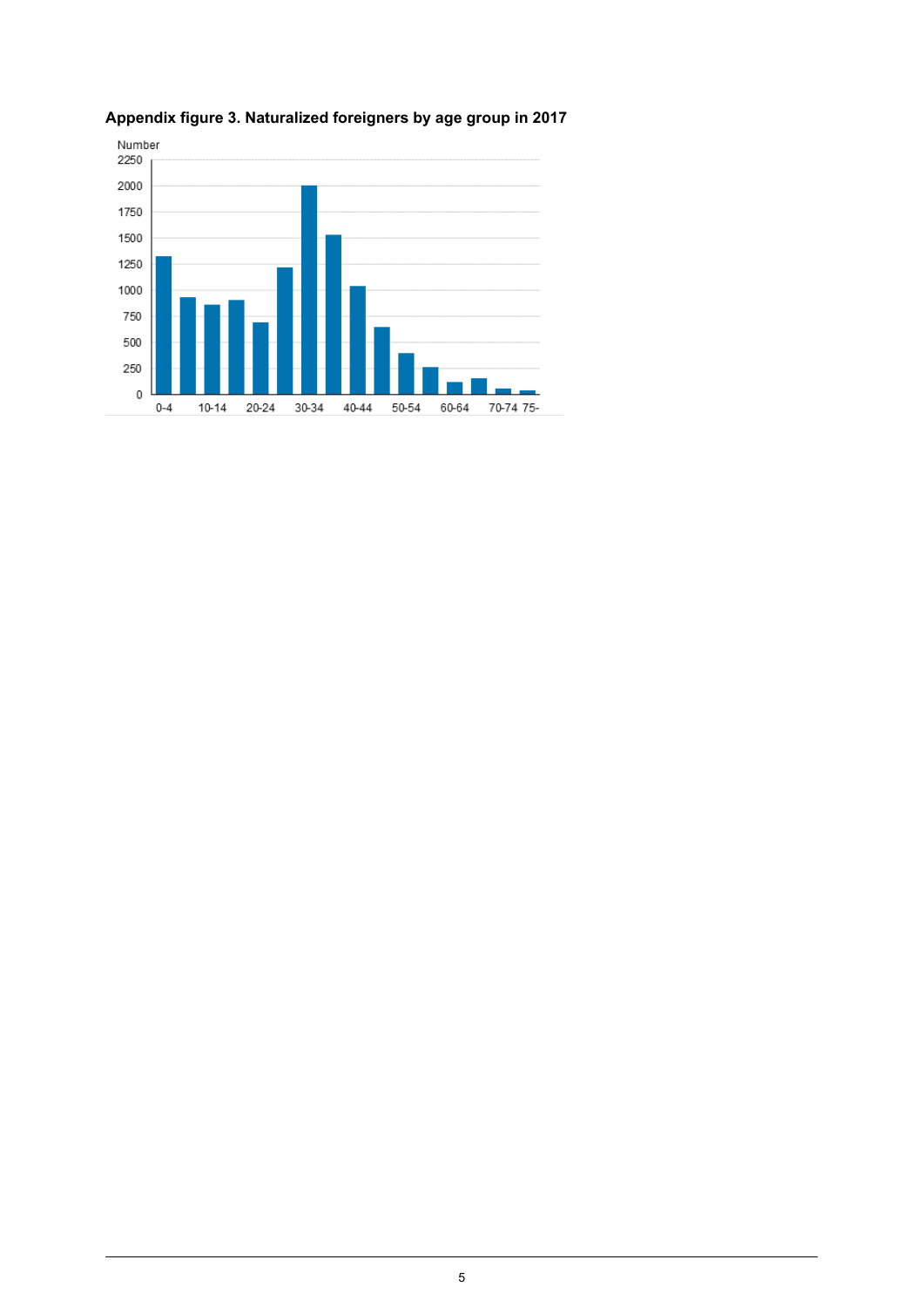**Appendix figure 3. Naturalized foreigners by age group in 2017**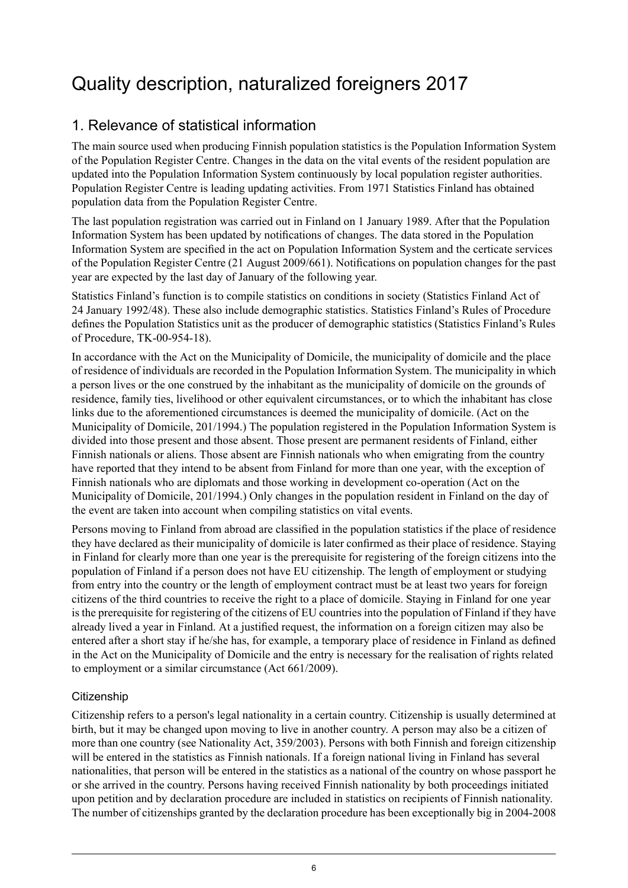# Quality description, naturalized foreigners 2017

## 1. Relevance of statistical information

The main source used when producing Finnish population statistics is the Population Information System of the Population Register Centre. Changes in the data on the vital events of the resident population are updated into the Population Information System continuously by local population register authorities. Population Register Centre is leading updating activities. From 1971 Statistics Finland has obtained population data from the Population Register Centre.

The last population registration was carried out in Finland on 1 January 1989. After that the Population Information System has been updated by notifications of changes. The data stored in the Population Information System are specified in the act on Population Information System and the certicate services of the Population Register Centre (21 August 2009/661). Notifications on population changes for the past year are expected by the last day of January of the following year.

Statistics Finland's function is to compile statistics on conditions in society (Statistics Finland Act of 24 January 1992/48). These also include demographic statistics. Statistics Finland's Rules of Procedure defines the Population Statistics unit as the producer of demographic statistics (Statistics Finland's Rules of Procedure, TK-00-954-18).

In accordance with the Act on the Municipality of Domicile, the municipality of domicile and the place of residence of individuals are recorded in the Population Information System. The municipality in which a person lives or the one construed by the inhabitant as the municipality of domicile on the grounds of residence, family ties, livelihood or other equivalent circumstances, or to which the inhabitant has close links due to the aforementioned circumstances is deemed the municipality of domicile. (Act on the Municipality of Domicile, 201/1994.) The population registered in the Population Information System is divided into those present and those absent. Those present are permanent residents of Finland, either Finnish nationals or aliens. Those absent are Finnish nationals who when emigrating from the country have reported that they intend to be absent from Finland for more than one year, with the exception of Finnish nationals who are diplomats and those working in development co-operation (Act on the Municipality of Domicile, 201/1994.) Only changes in the population resident in Finland on the day of the event are taken into account when compiling statistics on vital events.

Persons moving to Finland from abroad are classified in the population statistics if the place of residence they have declared as their municipality of domicile is later confirmed as their place of residence. Staying in Finland for clearly more than one year is the prerequisite for registering of the foreign citizens into the population of Finland if a person does not have EU citizenship. The length of employment or studying from entry into the country or the length of employment contract must be at least two years for foreign citizens of the third countries to receive the right to a place of domicile. Staying in Finland for one year is the prerequisite for registering of the citizens of EU countries into the population of Finland if they have already lived a year in Finland. At a justified request, the information on a foreign citizen may also be entered after a short stay if he/she has, for example, a temporary place of residence in Finland as defined in the Act on the Municipality of Domicile and the entry is necessary for the realisation of rights related to employment or a similar circumstance (Act 661/2009).

### Citizenship

Citizenship refers to a person's legal nationality in a certain country. Citizenship is usually determined at birth, but it may be changed upon moving to live in another country. A person may also be a citizen of more than one country (see Nationality Act, 359/2003). Persons with both Finnish and foreign citizenship will be entered in the statistics as Finnish nationals. If a foreign national living in Finland has several nationalities, that person will be entered in the statistics as a national of the country on whose passport he or she arrived in the country. Persons having received Finnish nationality by both proceedings initiated upon petition and by declaration procedure are included in statistics on recipients of Finnish nationality. The number of citizenships granted by the declaration procedure has been exceptionally big in 2004-2008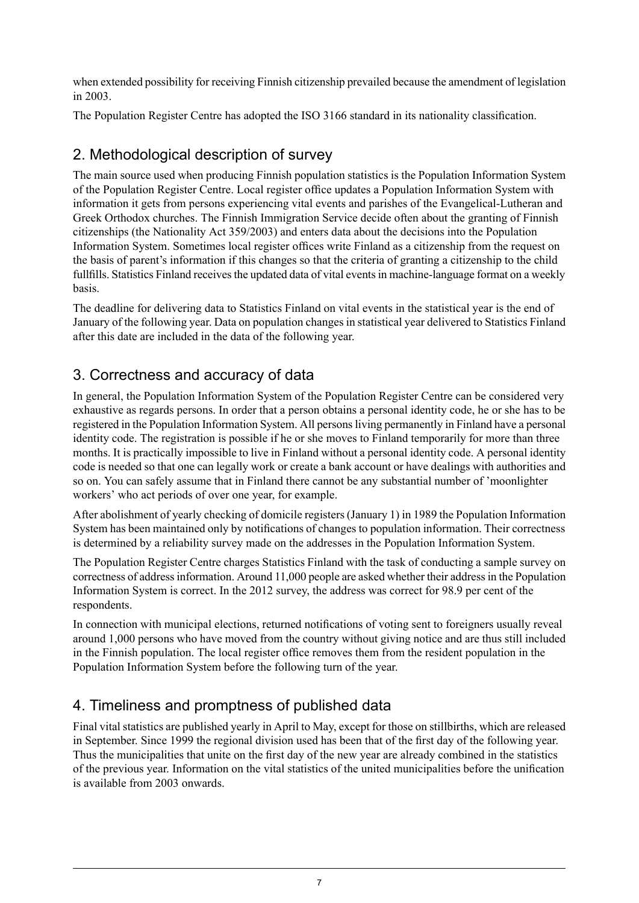when extended possibility for receiving Finnish citizenship prevailed because the amendment of legislation in 2003.

The Population Register Centre has adopted the ISO 3166 standard in its nationality classification.

## 2. Methodological description of survey

The main source used when producing Finnish population statistics is the Population Information System of the Population Register Centre. Local register office updates a Population Information System with information it gets from persons experiencing vital events and parishes of the Evangelical-Lutheran and Greek Orthodox churches. The Finnish Immigration Service decide often about the granting of Finnish citizenships (the Nationality Act 359/2003) and enters data about the decisions into the Population Information System. Sometimes local register offices write Finland as a citizenship from the request on the basis of parent's information if this changes so that the criteria of granting a citizenship to the child fullfills. Statistics Finland receives the updated data of vital events in machine-language format on a weekly basis.

The deadline for delivering data to Statistics Finland on vital events in the statistical year is the end of January of the following year. Data on population changes in statistical year delivered to Statistics Finland after this date are included in the data of the following year.

## 3. Correctness and accuracy of data

In general, the Population Information System of the Population Register Centre can be considered very exhaustive as regards persons. In order that a person obtains a personal identity code, he or she has to be registered in the Population Information System. All persons living permanently in Finland have a personal identity code. The registration is possible if he or she moves to Finland temporarily for more than three months. It is practically impossible to live in Finland without a personal identity code. A personal identity code is needed so that one can legally work or create a bank account or have dealings with authorities and so on. You can safely assume that in Finland there cannot be any substantial number of 'moonlighter workers' who act periods of over one year, for example.

After abolishment of yearly checking of domicile registers (January 1) in 1989 the Population Information System has been maintained only by notifications of changes to population information. Their correctness is determined by a reliability survey made on the addresses in the Population Information System.

The Population Register Centre charges Statistics Finland with the task of conducting a sample survey on correctness of address information. Around 11,000 people are asked whether their address in the Population Information System is correct. In the 2012 survey, the address was correct for 98.9 per cent of the respondents.

In connection with municipal elections, returned notifications of voting sent to foreigners usually reveal around 1,000 persons who have moved from the country without giving notice and are thus still included in the Finnish population. The local register office removes them from the resident population in the Population Information System before the following turn of the year.

## 4. Timeliness and promptness of published data

Final vital statistics are published yearly in April to May, except for those on stillbirths, which are released in September. Since 1999 the regional division used has been that of the first day of the following year. Thus the municipalities that unite on the first day of the new year are already combined in the statistics of the previous year. Information on the vital statistics of the united municipalities before the unification is available from 2003 onwards.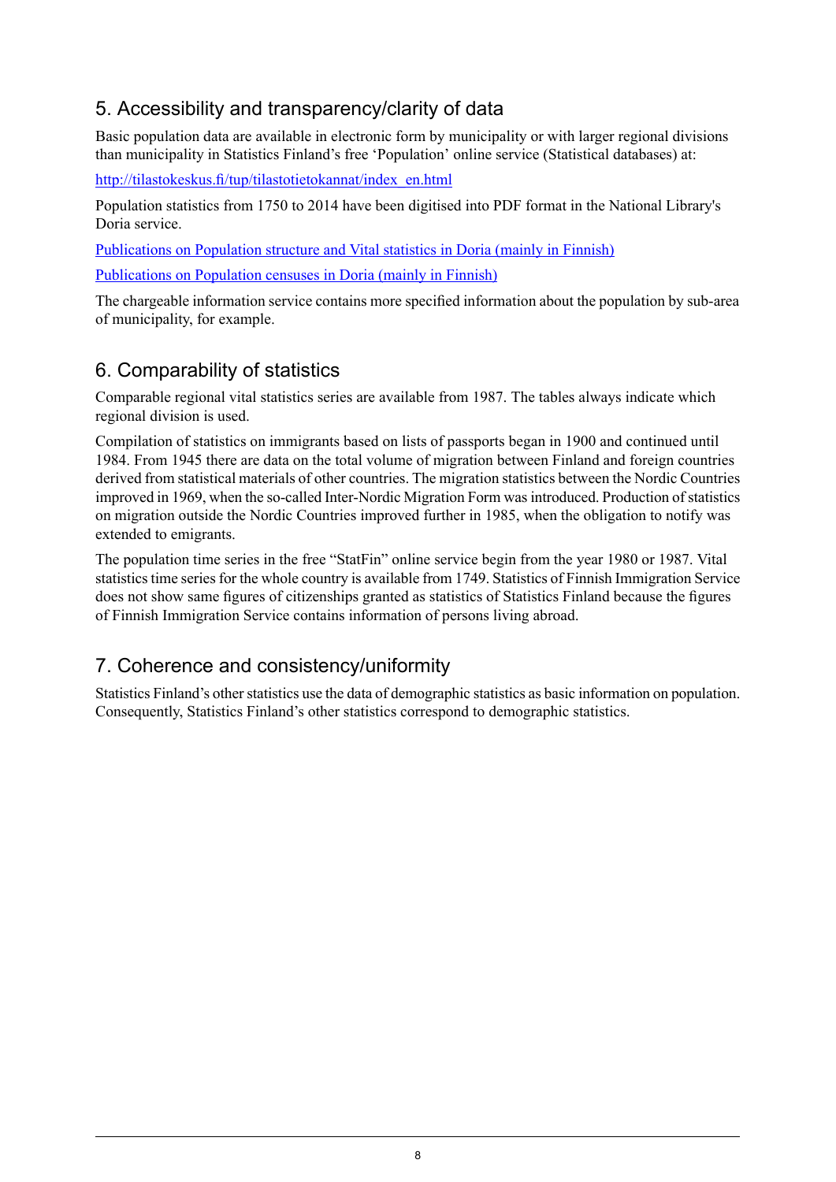## 5. Accessibility and transparency/clarity of data

Basic population data are available in electronic form by municipality or with larger regional divisions than municipality in Statistics Finland's free 'Population' online service (Statistical databases) at:

[http://tilastokeskus.fi/tup/tilastotietokannat/index_en.html](http://tilastokeskus.fi/tup/tilastotietokannat/index_en.html)

Population statistics from 1750 to 2014 have been digitised into PDF format in the National Library's Doria service.

[Publications on Population structure and Vital statistics in Doria (mainly in Finnish)]()

[Publications on Population censuses in Doria (mainly in Finnish)]()

The chargeable information service contains more specified information about the population by sub-area of municipality, for example.

## 6. Comparability of statistics

Comparable regional vital statistics series are available from 1987. The tables always indicate which regional division is used.

Compilation of statistics on immigrants based on lists of passports began in 1900 and continued until 1984. From 1945 there are data on the total volume of migration between Finland and foreign countries derived from statistical materials of other countries. The migration statistics between the Nordic Countries improved in 1969, when the so-called Inter-Nordic Migration Form was introduced. Production of statistics on migration outside the Nordic Countries improved further in 1985, when the obligation to notify was extended to emigrants.

The population time series in the free "StatFin" online service begin from the year 1980 or 1987. Vital statistics time series for the whole country is available from 1749. Statistics of Finnish Immigration Service does not show same figures of citizenships granted as statistics of Statistics Finland because the figures of Finnish Immigration Service contains information of persons living abroad.

## 7. Coherence and consistency/uniformity

Statistics Finland's other statistics use the data of demographic statistics as basic information on population. Consequently, Statistics Finland's other statistics correspond to demographic statistics.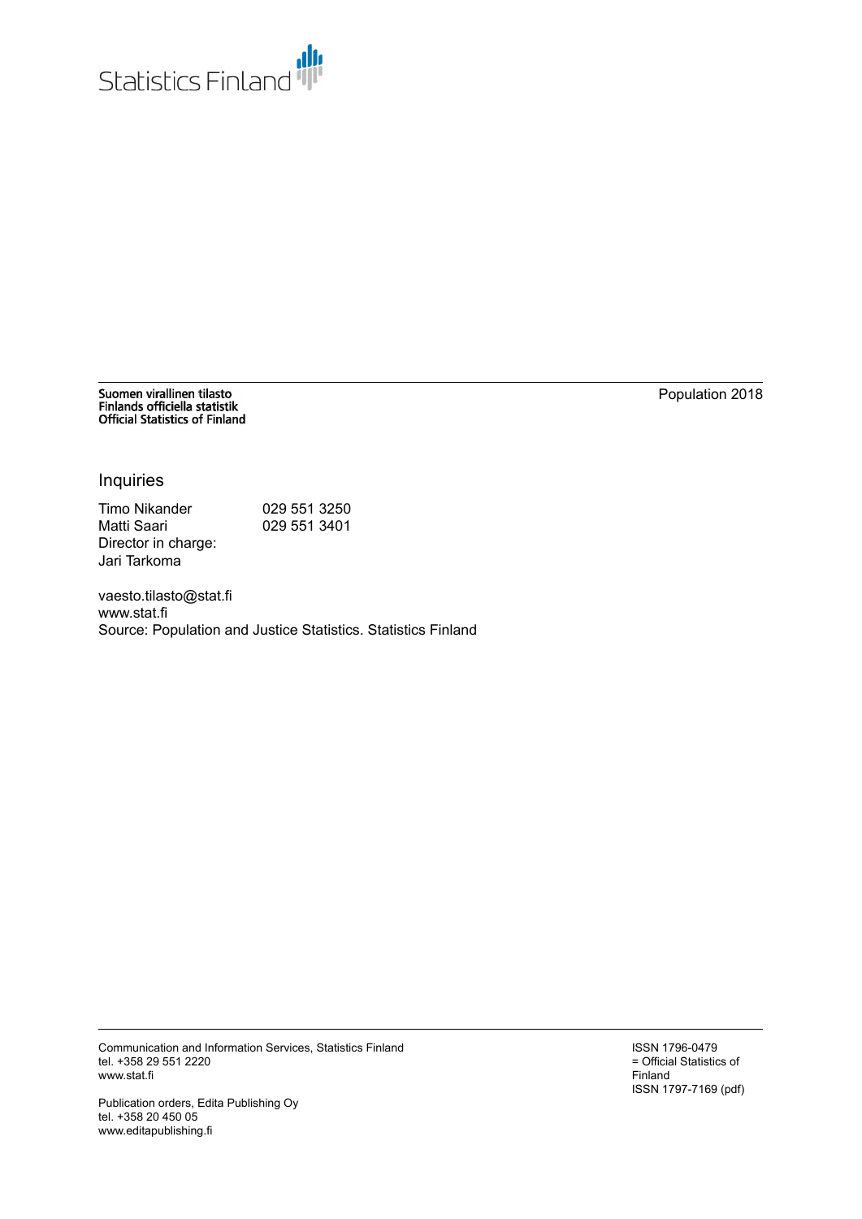Statistics Finland

Suomen virallinen tilasto
Finlands officiella statistik
Official Statistics of Finland

Population 2018

## Inquiries

| | |
|---|---|
| Timo Nikander | 029 551 3250 |
| Matti Saari | 029 551 3401 |
| Director in charge: | |
| Jari Tarkoma | |

vaesto.tilasto@stat.fi
www.stat.fi
Source: Population and Justice Statistics. Statistics Finland

Communication and Information Services, Statistics Finland
tel. +358 29 551 2220
www.stat.fi

Publication orders, Edita Publishing Oy
tel. +358 20 450 05
www.editapublishing.fi

ISSN 1796-0479
= Official Statistics of Finland
ISSN 1797-7169 (pdf)